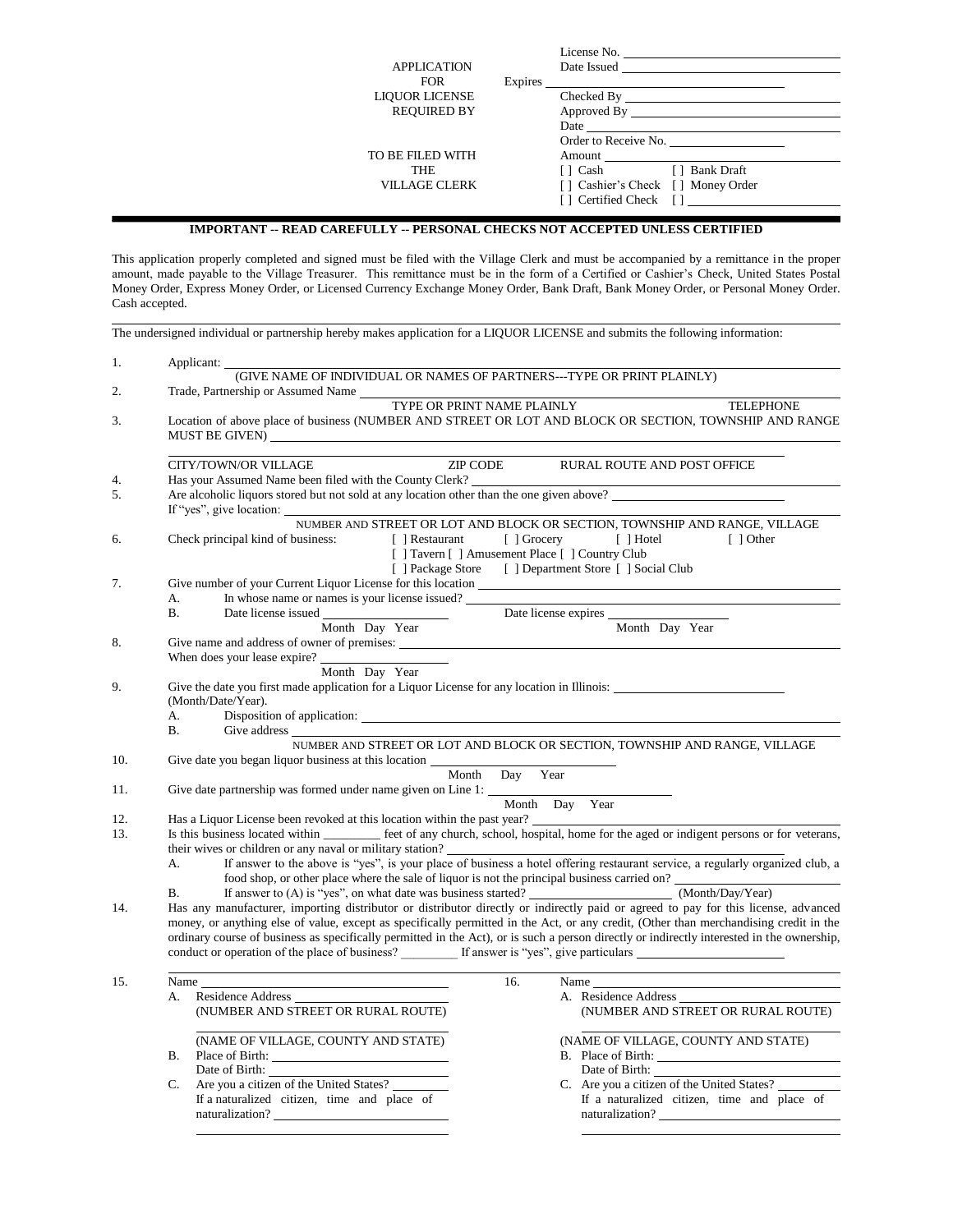APPLICATION
FOR
LIQUOR LICENSE
REQUIRED BY

TO BE FILED WITH
THE
VILLAGE CLERK

License No. ____________________
Date Issued ____________________
Expires ____________________
Checked By ____________________
Approved By ____________________
Date ____________________
Order to Receive No. ____________________
Amount ____________________
[ ] Cash [ ] Bank Draft
[ ] Cashier's Check [ ] Money Order
[ ] Certified Check [ ] ____________________

**IMPORTANT -- READ CAREFULLY -- PERSONAL CHECKS NOT ACCEPTED UNLESS CERTIFIED**

This application properly completed and signed must be filed with the Village Clerk and must be accompanied by a remittance in the proper amount, made payable to the Village Treasurer. This remittance must be in the form of a Certified or Cashier's Check, United States Postal Money Order, Express Money Order, or Licensed Currency Exchange Money Order, Bank Draft, Bank Money Order, or Personal Money Order. Cash accepted.

The undersigned individual or partnership hereby makes application for a LIQUOR LICENSE and submits the following information:

1. Applicant: ____________________
   (GIVE NAME OF INDIVIDUAL OR NAMES OF PARTNERS---TYPE OR PRINT PLAINLY)
2. Trade, Partnership or Assumed Name ____________________
   TYPE OR PRINT NAME PLAINLY TELEPHONE
3. Location of above place of business (NUMBER AND STREET OR LOT AND BLOCK OR SECTION, TOWNSHIP AND RANGE MUST BE GIVEN) ____________________

   ____________________
   CITY/TOWN/OR VILLAGE ZIP CODE RURAL ROUTE AND POST OFFICE
4. Has your Assumed Name been filed with the County Clerk? ____________________
5. Are alcoholic liquors stored but not sold at any location other than the one given above? ____________________
   If "yes", give location: ____________________
   NUMBER AND STREET OR LOT AND BLOCK OR SECTION, TOWNSHIP AND RANGE, VILLAGE
6. Check principal kind of business: [ ] Restaurant [ ] Grocery [ ] Hotel [ ] Other
   [ ] Tavern [ ] Amusement Place [ ] Country Club
   [ ] Package Store [ ] Department Store [ ] Social Club
7. Give number of your Current Liquor License for this location ____________________
   A. In whose name or names is your license issued? ____________________
   B. Date license issued ____________________ Date license expires ____________________
      Month Day Year Month Day Year
8. Give name and address of owner of premises: ____________________
   When does your lease expire? ____________________
   Month Day Year
9. Give the date you first made application for a Liquor License for any location in Illinois: ____________________ (Month/Date/Year).
   A. Disposition of application: ____________________
   B. Give address ____________________
      NUMBER AND STREET OR LOT AND BLOCK OR SECTION, TOWNSHIP AND RANGE, VILLAGE
10. Give date you began liquor business at this location ____________________
    Month Day Year
11. Give date partnership was formed under name given on Line 1: ____________________
    Month Day Year
12. Has a Liquor License been revoked at this location within the past year? ____________________
13. Is this business located within _________ feet of any church, school, hospital, home for the aged or indigent persons or for veterans, their wives or children or any naval or military station? ____________________
    A. If answer to the above is "yes", is your place of business a hotel offering restaurant service, a regularly organized club, a food shop, or other place where the sale of liquor is not the principal business carried on? ____________________
    B. If answer to (A) is "yes", on what date was business started? ____________________ (Month/Day/Year)
14. Has any manufacturer, importing distributor or distributor directly or indirectly paid or agreed to pay for this license, advanced money, or anything else of value, except as specifically permitted in the Act, or any credit, (Other than merchandising credit in the ordinary course of business as specifically permitted in the Act), or is such a person directly or indirectly interested in the ownership, conduct or operation of the place of business? _________ If answer is "yes", give particulars ____________________

15. Name ____________________
    A. Residence Address ____________________
       (NUMBER AND STREET OR RURAL ROUTE)

       ____________________
       (NAME OF VILLAGE, COUNTY AND STATE)
    B. Place of Birth: ____________________
       Date of Birth: ____________________
    C. Are you a citizen of the United States? ____________________
       If a naturalized citizen, time and place of naturalization? ____________________

16. Name ____________________
    A. Residence Address ____________________
       (NUMBER AND STREET OR RURAL ROUTE)

       ____________________
       (NAME OF VILLAGE, COUNTY AND STATE)
    B. Place of Birth: ____________________
       Date of Birth: ____________________
    C. Are you a citizen of the United States? ____________________
       If a naturalized citizen, time and place of naturalization? ____________________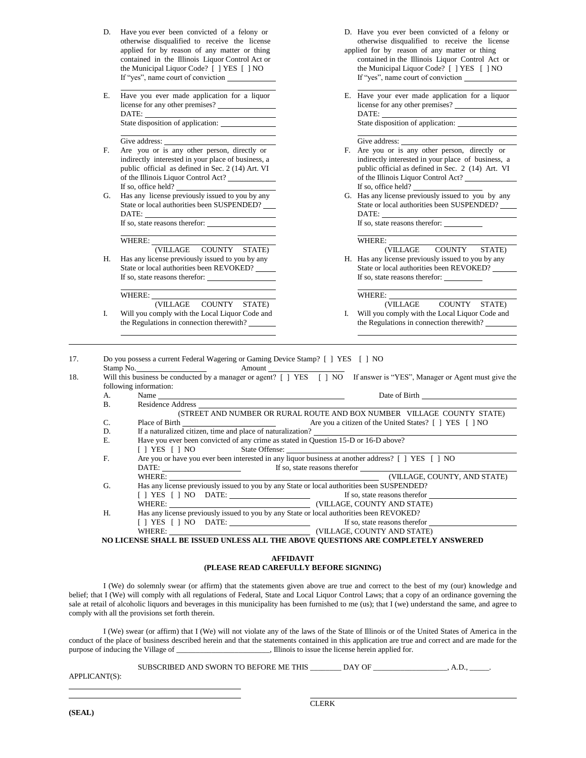D. Have you ever been convicted of a felony or otherwise disqualified to receive the license applied for by reason of any matter or thing contained in the Illinois Liquor Control Act or the Municipal Liquor Code? [ ] YES [ ] NO
If "yes", name court of conviction ____________

E. Have you ever made application for a liquor license for any other premises? ____________
DATE: ____________
State disposition of application: ____________

Give address: ____________

F. Are you or is any other person, directly or indirectly interested in your place of business, a public official as defined in Sec. 2 (14) Art. VI of the Illinois Liquor Control Act? ____________
If so, office held? ____________

G. Has any license previously issued to you by any State or local authorities been SUSPENDED? ____
DATE: ____________
If so, state reasons therefor: ____________

WHERE: ____________
(VILLAGE COUNTY STATE)

H. Has any license previously issued to you by any State or local authorities been REVOKED? ____
If so, state reasons therefor: ____________

WHERE: ____________
(VILLAGE COUNTY STATE)

I. Will you comply with the Local Liquor Code and the Regulations in connection therewith? ____________

D. Have you ever been convicted of a felony or otherwise disqualified to receive the license applied for by reason of any matter or thing contained in the Illinois Liquor Control Act or the Municipal Liquor Code? [ ] YES [ ] NO
If "yes", name court of conviction ____________

E. Have your ever made application for a liquor license for any other premises? ____________
DATE: ____________
State disposition of application: ____________

Give address: ____________

F. Are you or is any other person, directly or indirectly interested in your place of business, a public official as defined in Sec. 2 (14) Art. VI of the Illinois Liquor Control Act? ____________
If so, office held? ____________

G. Has any license previously issued to you by any State or local authorities been SUSPENDED? ____
DATE: ____________
If so, state reasons therefor: ____________

WHERE: ____________
(VILLAGE COUNTY STATE)

H. Has any license previously issued to you by any State or local authorities been REVOKED? ____
If so, state reasons therefor: ____________

WHERE: ____________
(VILLAGE COUNTY STATE)

I. Will you comply with the Local Liquor Code and the Regulations in connection therewith? ____________

---

17. Do you possess a current Federal Wagering or Gaming Device Stamp? [ ] YES [ ] NO
Stamp No. ____________ Amount ____________

18. Will this business be conducted by a manager or agent? [ ] YES [ ] NO If answer is "YES", Manager or Agent must give the following information:
   A. Name ____________ Date of Birth ____________
   B. Residence Address ____________
   (STREET AND NUMBER OR RURAL ROUTE AND BOX NUMBER VILLAGE COUNTY STATE)
   C. Place of Birth ____________ Are you a citizen of the United States? [ ] YES [ ] NO
   D. If a naturalized citizen, time and place of naturalization? ____________
   E. Have you ever been convicted of any crime as stated in Question 15-D or 16-D above?
   [ ] YES [ ] NO State Offense: ____________
   F. Are you or have you ever been interested in any liquor business at another address? [ ] YES [ ] NO
   DATE: ____________ If so, state reasons therefor ____________
   WHERE: ____________ (VILLAGE, COUNTY, AND STATE)
   G. Has any license previously issued to you by any State or local authorities been SUSPENDED?
   [ ] YES [ ] NO DATE: ____________ If so, state reasons therefor ____________
   WHERE: ____________ (VILLAGE, COUNTY AND STATE)
   H. Has any license previously issued to you by any State or local authorities been REVOKED?
   [ ] YES [ ] NO DATE: ____________ If so, state reasons therefor ____________
   WHERE: ____________ (VILLAGE, COUNTY AND STATE)

**NO LICENSE SHALL BE ISSUED UNLESS ALL THE ABOVE QUESTIONS ARE COMPLETELY ANSWERED**

## AFFIDAVIT
**(PLEASE READ CAREFULLY BEFORE SIGNING)**

I (We) do solemnly swear (or affirm) that the statements given above are true and correct to the best of my (our) knowledge and belief; that I (We) will comply with all regulations of Federal, State and Local Liquor Control Laws; that a copy of an ordinance governing the sale at retail of alcoholic liquors and beverages in this municipality has been furnished to me (us); that I (we) understand the same, and agree to comply with all the provisions set forth therein.

I (We) swear (or affirm) that I (We) will not violate any of the laws of the State of Illinois or of the United States of America in the conduct of the place of business described herein and that the statements contained in this application are true and correct and are made for the purpose of inducing the Village of ________________________, Illinois to issue the license herein applied for.

SUBSCRIBED AND SWORN TO BEFORE ME THIS ________ DAY OF ___________________, A.D., _____.

APPLICANT(S):

____________________________________

____________________________________

____________________________________
CLERK

**(SEAL)**